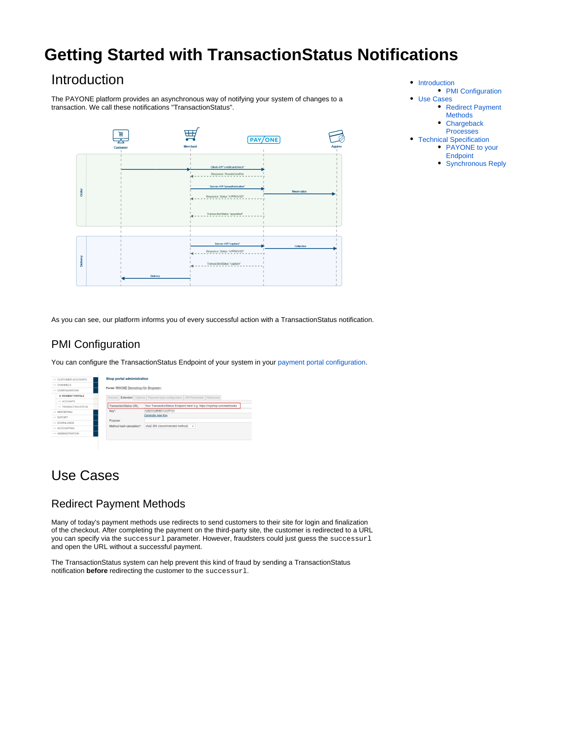# Getting Started with TransactionStatus Notifications

- Introduction
  - PMI Configuration
- Use Cases
  - Redirect Payment Methods
  - Chargeback Processes
- Technical Specification
  - PAYONE to your Endpoint
  - Synchronous Reply

## Introduction

The PAYONE platform provides an asynchronous way of notifying your system of changes to a transaction. We call these notifications "TransactionStatus".

As you can see, our platform informs you of every successful action with a TransactionStatus notification.

### PMI Configuration

You can configure the TransactionStatus Endpoint of your system in your payment portal configuration.

## Use Cases

### Redirect Payment Methods

Many of today's payment methods use redirects to send customers to their site for login and finalization of the checkout. After completing the payment on the third-party site, the customer is redirected to a URL you can specify via the `successurl` parameter. However, fraudsters could just guess the `successurl` and open the URL without a successful payment.

The TransactionStatus system can help prevent this kind of fraud by sending a TransactionStatus notification **before** redirecting the customer to the `successurl`.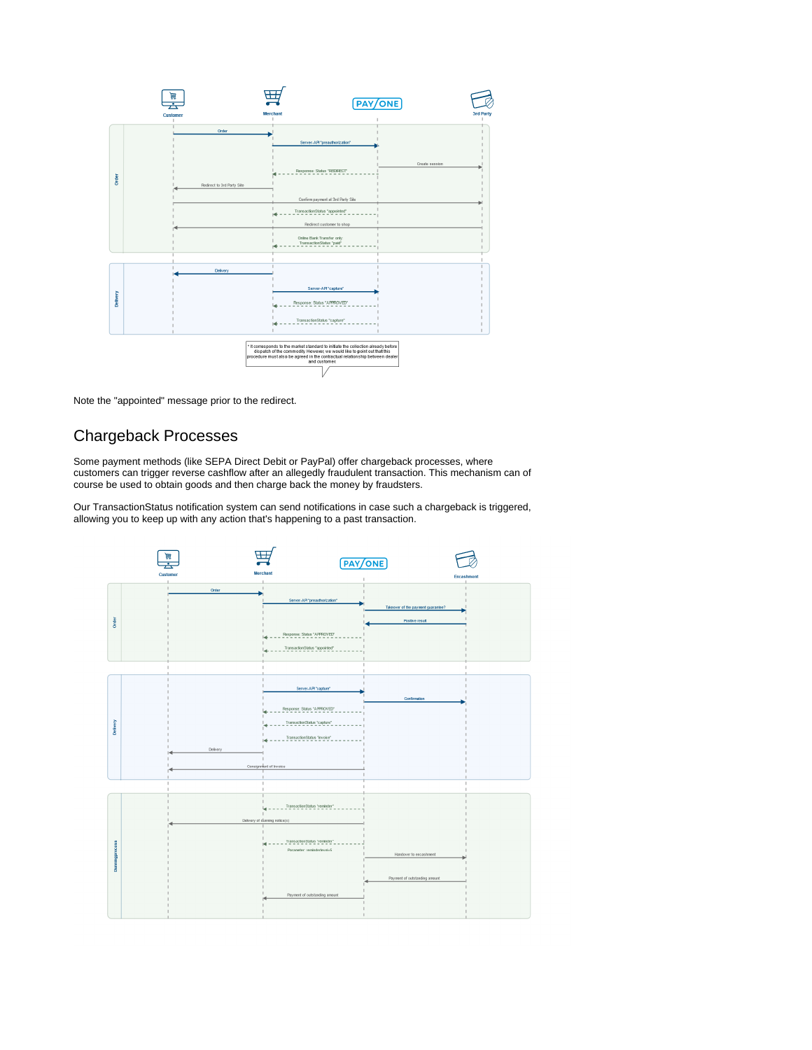Note the "appointed" message prior to the redirect.

## Chargeback Processes

Some payment methods (like SEPA Direct Debit or PayPal) offer chargeback processes, where customers can trigger reverse cashflow after an allegedly fraudulent transaction. This mechanism can of course be used to obtain goods and then charge back the money by fraudsters.

Our TransactionStatus notification system can send notifications in case such a chargeback is triggered, allowing you to keep up with any action that's happening to a past transaction.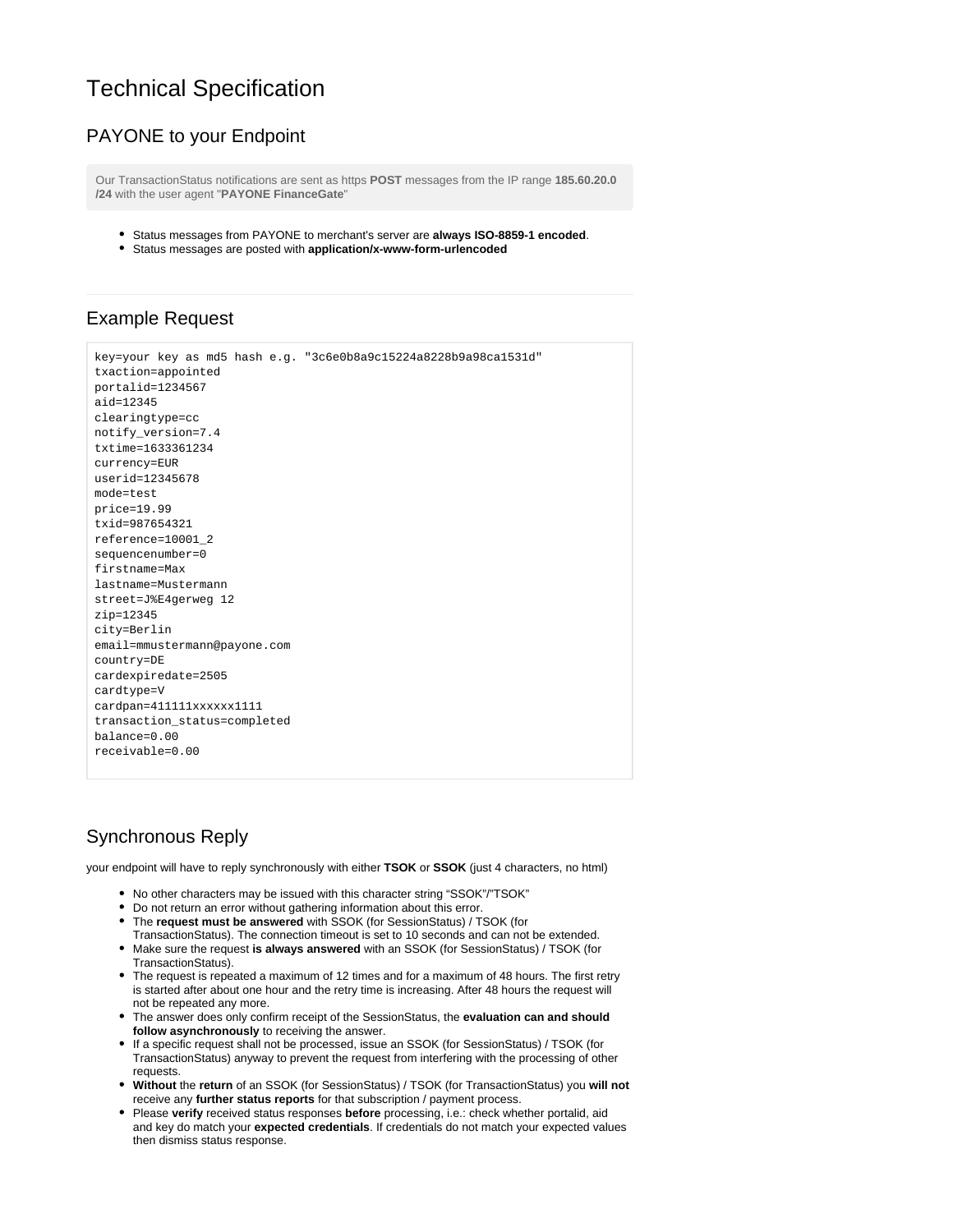# Technical Specification

## PAYONE to your Endpoint

Our TransactionStatus notifications are sent as https **POST** messages from the IP range **185.60.20.0/24** with the user agent "**PAYONE FinanceGate**"

- Status messages from PAYONE to merchant's server are **always ISO-8859-1 encoded**.
- Status messages are posted with **application/x-www-form-urlencoded**

---

## Example Request

```
key=your key as md5 hash e.g. "3c6e0b8a9c15224a8228b9a98ca1531d"
txaction=appointed
portalid=1234567
aid=12345
clearingtype=cc
notify_version=7.4
txtime=1633361234
currency=EUR
userid=12345678
mode=test
price=19.99
txid=987654321
reference=10001_2
sequencenumber=0
firstname=Max
lastname=Mustermann
street=J%E4gerweg 12
zip=12345
city=Berlin
email=mmustermann@payone.com
country=DE
cardexpiredate=2505
cardtype=V
cardpan=411111xxxxxx1111
transaction_status=completed
balance=0.00
receivable=0.00
```

## Synchronous Reply

your endpoint will have to reply synchronously with either **TSOK** or **SSOK** (just 4 characters, no html)

- No other characters may be issued with this character string "SSOK"/"TSOK"
- Do not return an error without gathering information about this error.
- The **request must be answered** with SSOK (for SessionStatus) / TSOK (for TransactionStatus). The connection timeout is set to 10 seconds and can not be extended.
- Make sure the request **is always answered** with an SSOK (for SessionStatus) / TSOK (for TransactionStatus).
- The request is repeated a maximum of 12 times and for a maximum of 48 hours. The first retry is started after about one hour and the retry time is increasing. After 48 hours the request will not be repeated any more.
- The answer does only confirm receipt of the SessionStatus, the **evaluation can and should follow asynchronously** to receiving the answer.
- If a specific request shall not be processed, issue an SSOK (for SessionStatus) / TSOK (for TransactionStatus) anyway to prevent the request from interfering with the processing of other requests.
- **Without** the **return** of an SSOK (for SessionStatus) / TSOK (for TransactionStatus) you **will not** receive any **further status reports** for that subscription / payment process.
- Please **verify** received status responses **before** processing, i.e.: check whether portalid, aid and key do match your **expected credentials**. If credentials do not match your expected values then dismiss status response.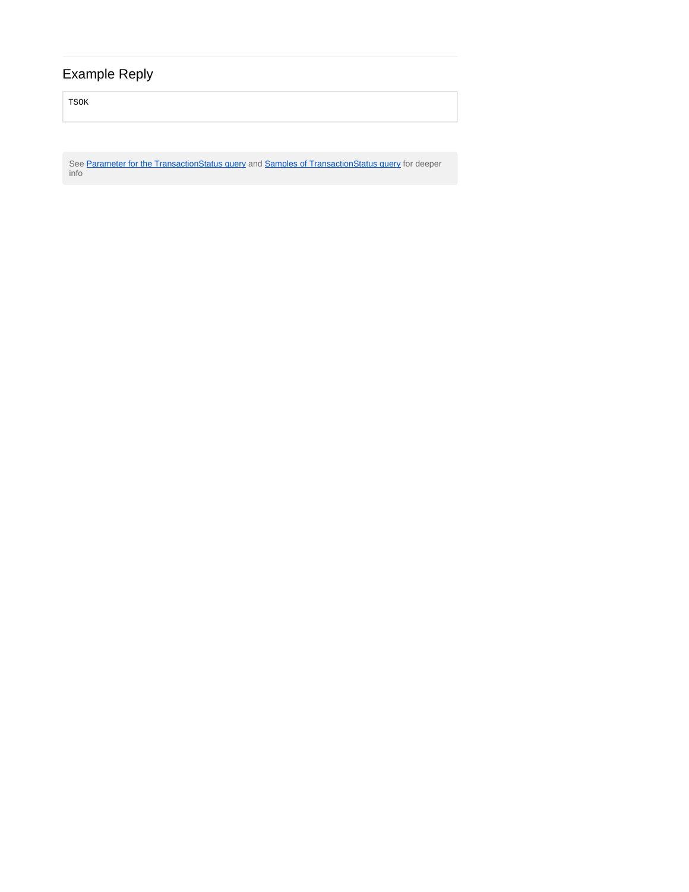## Example Reply

```
TSOK
```

See [Parameter for the TransactionStatus query] and [Samples of TransactionStatus query] for deeper info